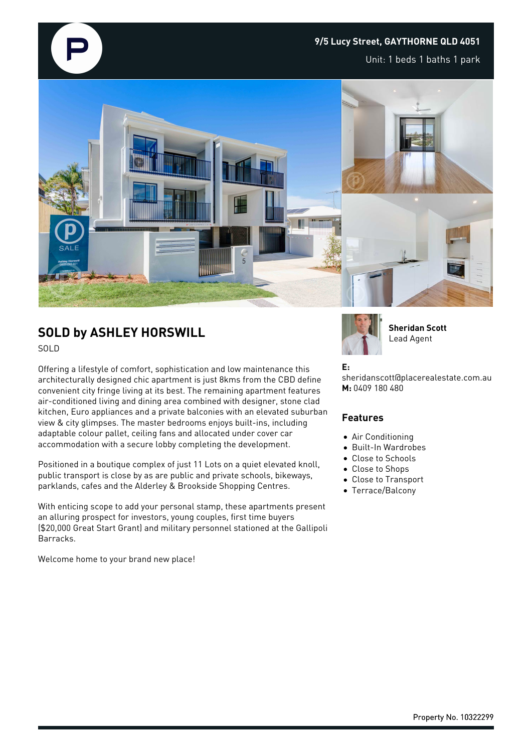9/5 Lucy Street, GAYTHORNE QLD 4051

Unit: 1 beds 1 baths 1 park

## SOLD by ASHLEY HORSWILL

SOLD

Offering a lifestyle of comfort, sophistication and low maintenance this architecturally designed chic apartment is just 8kms from the CBD define convenient city fringe living at its best. The remaining apartment features air-conditioned living and dining area combined with designer, stone clad kitchen, Euro appliances and a private balconies with an elevated suburban view & city glimpses. The master bedrooms enjoys built-ins, including adaptable colour pallet, ceiling fans and allocated under cover car accommodation with a secure lobby completing the development.

Positioned in a boutique complex of just 11 Lots on a quiet elevated knoll, public transport is close by as are public and private schools, bikeways, parklands, cafes and the Alderley & Brookside Shopping Centres.

With enticing scope to add your personal stamp, these apartments present an alluring prospect for investors, young couples, first time buyers ($20,000 Great Start Grant) and military personnel stationed at the Gallipoli Barracks.

Welcome home to your brand new place!

**Sheridan Scott**
Lead Agent

**E:** sheridanscott@placerealestate.com.au
**M:** 0409 180 480

### Features

- Air Conditioning
- Built-In Wardrobes
- Close to Schools
- Close to Shops
- Close to Transport
- Terrace/Balcony

Property No. 10322299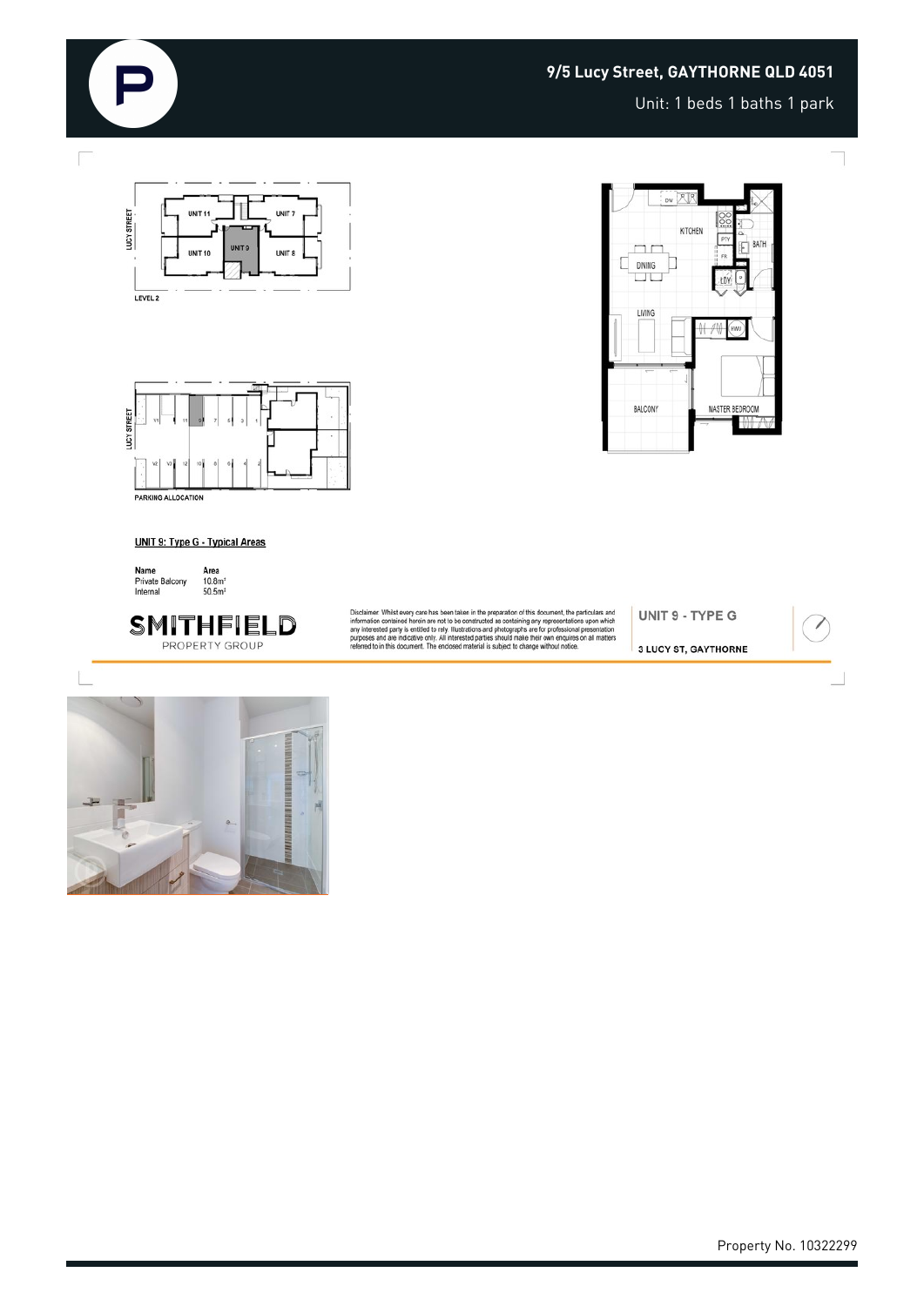9/5 Lucy Street, GAYTHORNE QLD 4051

Unit: 1 beds 1 baths 1 park

UNIT 11
UNIT 7
UNIT 10
UNIT 9
UNIT 8
LUCY STREET
LEVEL 2

LUCY STREET
PARKING ALLOCATION

KITCHEN
DINING
LIVING
BATH
LDY
BALCONY
MASTER BEDROOM

**UNIT 9: Type G - Typical Areas**

| Name | Area |
| --- | --- |
| Private Balcony | 10.8m² |
| Internal | 50.5m² |

SMITHFIELD
PROPERTY GROUP

Disclaimer: Whilst every care has been taken in the preparation of this document, the particulars and information contained herein are not to be constructed as containing any representations upon which any interested party is entitled to rely. Illustrations and photographs are for professional presentation purposes and are indicative only. All interested parties should make their own enquiries on all matters referred to in this document. The enclosed material is subject to change without notice.

UNIT 9 - TYPE G

3 LUCY ST, GAYTHORNE

Property No. 10322299